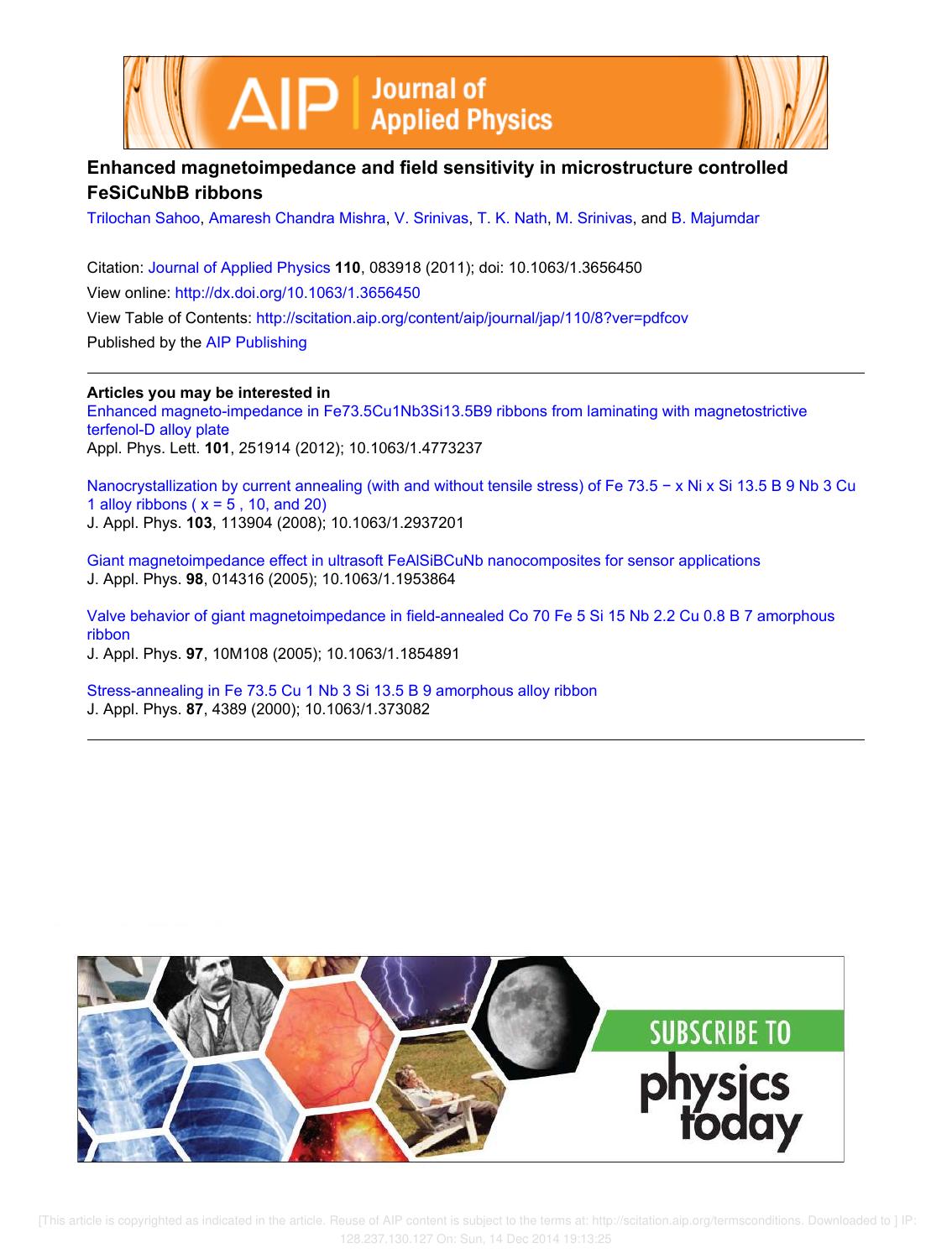# Enhanced magnetoimpedance and field sensitivity in microstructure controlled FeSiCuNbB ribbons

Trilochan Sahoo, Amaresh Chandra Mishra, V. Srinivas, T. K. Nath, M. Srinivas, and B. Majumdar

Citation: Journal of Applied Physics **110**, 083918 (2011); doi: 10.1063/1.3656450

View online: http://dx.doi.org/10.1063/1.3656450

View Table of Contents: http://scitation.aip.org/content/aip/journal/jap/110/8?ver=pdfcov

Published by the AIP Publishing

**Articles you may be interested in**

Enhanced magneto-impedance in Fe73.5Cu1Nb3Si13.5B9 ribbons from laminating with magnetostrictive terfenol-D alloy plate
Appl. Phys. Lett. **101**, 251914 (2012); 10.1063/1.4773237

Nanocrystallization by current annealing (with and without tensile stress) of Fe 73.5 − x Ni x Si 13.5 B 9 Nb 3 Cu 1 alloy ribbons ( x = 5 , 10, and 20)
J. Appl. Phys. **103**, 113904 (2008); 10.1063/1.2937201

Giant magnetoimpedance effect in ultrasoft FeAlSiBCuNb nanocomposites for sensor applications
J. Appl. Phys. **98**, 014316 (2005); 10.1063/1.1953864

Valve behavior of giant magnetoimpedance in field-annealed Co 70 Fe 5 Si 15 Nb 2.2 Cu 0.8 B 7 amorphous ribbon
J. Appl. Phys. **97**, 10M108 (2005); 10.1063/1.1854891

Stress-annealing in Fe 73.5 Cu 1 Nb 3 Si 13.5 B 9 amorphous alloy ribbon
J. Appl. Phys. **87**, 4389 (2000); 10.1063/1.373082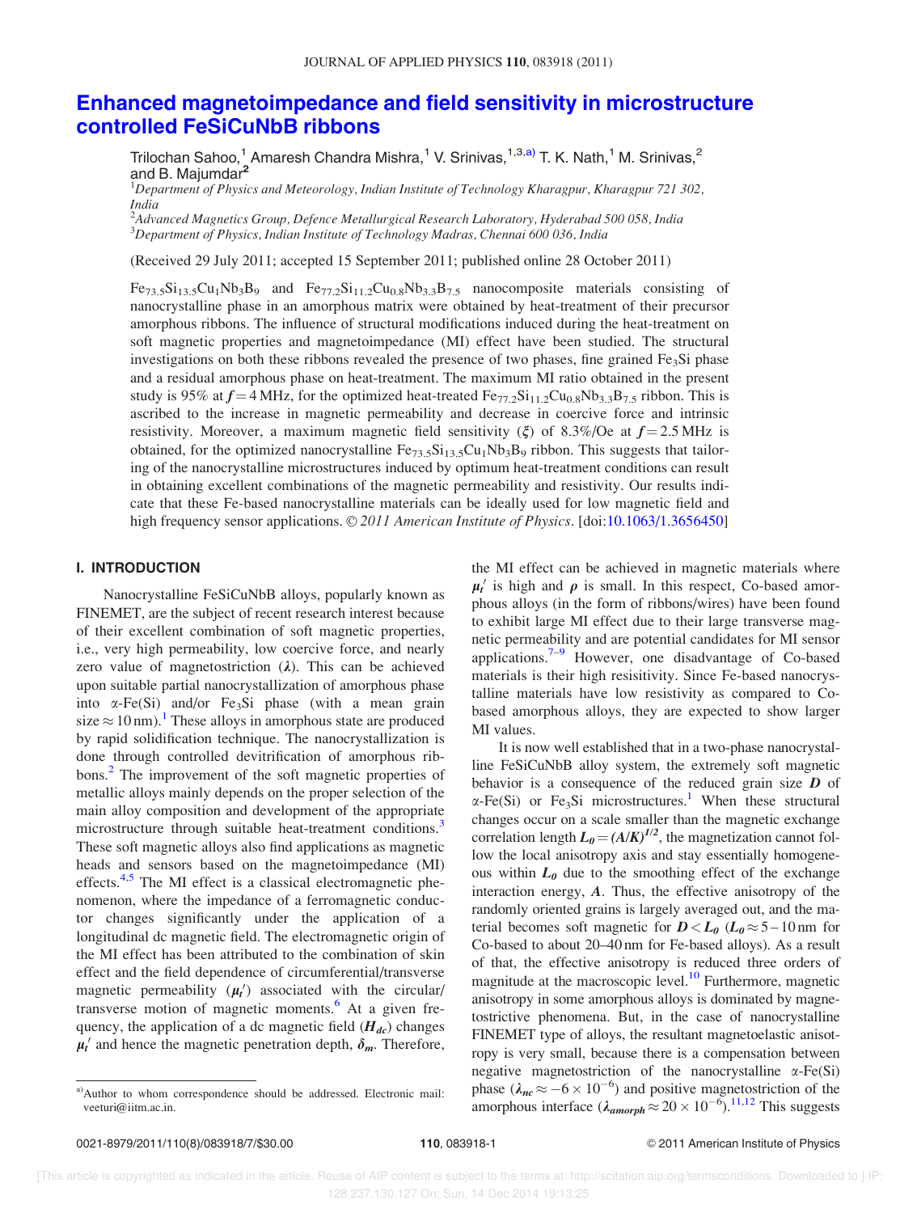# Enhanced magnetoimpedance and field sensitivity in microstructure controlled FeSiCuNbB ribbons

Trilochan Sahoo,[1] Amaresh Chandra Mishra,[1] V. Srinivas,[1,3,a)] T. K. Nath,[1] M. Srinivas,[2] and B. Majumdar[2]

[1]Department of Physics and Meteorology, Indian Institute of Technology Kharagpur, Kharagpur 721 302, India

[2]Advanced Magnetics Group, Defence Metallurgical Research Laboratory, Hyderabad 500 058, India

[3]Department of Physics, Indian Institute of Technology Madras, Chennai 600 036, India

(Received 29 July 2011; accepted 15 September 2011; published online 28 October 2011)

$Fe_{73.5}Si_{13.5}Cu_1Nb_3B_9$ and $Fe_{77.2}Si_{11.2}Cu_{0.8}Nb_{3.3}B_{7.5}$ nanocomposite materials consisting of nanocrystalline phase in an amorphous matrix were obtained by heat-treatment of their precursor amorphous ribbons. The influence of structural modifications induced during the heat-treatment on soft magnetic properties and magnetoimpedance (MI) effect have been studied. The structural investigations on both these ribbons revealed the presence of two phases, fine grained $Fe_3Si$ phase and a residual amorphous phase on heat-treatment. The maximum MI ratio obtained in the present study is 95% at $f = 4$ MHz, for the optimized heat-treated $Fe_{77.2}Si_{11.2}Cu_{0.8}Nb_{3.3}B_{7.5}$ ribbon. This is ascribed to the increase in magnetic permeability and decrease in coercive force and intrinsic resistivity. Moreover, a maximum magnetic field sensitivity ($\xi$) of 8.3%/Oe at $f = 2.5$ MHz is obtained, for the optimized nanocrystalline $Fe_{73.5}Si_{13.5}Cu_1Nb_3B_9$ ribbon. This suggests that tailoring of the nanocrystalline microstructures induced by optimum heat-treatment conditions can result in obtaining excellent combinations of the magnetic permeability and resistivity. Our results indicate that these Fe-based nanocrystalline materials can be ideally used for low magnetic field and high frequency sensor applications. © 2011 American Institute of Physics. [doi:10.1063/1.3656450]

## I. INTRODUCTION

Nanocrystalline FeSiCuNbB alloys, popularly known as FINEMET, are the subject of recent research interest because of their excellent combination of soft magnetic properties, i.e., very high permeability, low coercive force, and nearly zero value of magnetostriction ($\lambda$). This can be achieved upon suitable partial nanocrystallization of amorphous phase into $\alpha$-Fe(Si) and/or $Fe_3Si$ phase (with a mean grain size $\approx 10$ nm).[1] These alloys in amorphous state are produced by rapid solidification technique. The nanocrystallization is done through controlled devitrification of amorphous ribbons.[2] The improvement of the soft magnetic properties of metallic alloys mainly depends on the proper selection of the main alloy composition and development of the appropriate microstructure through suitable heat-treatment conditions.[3] These soft magnetic alloys also find applications as magnetic heads and sensors based on the magnetoimpedance (MI) effects.[4,5] The MI effect is a classical electromagnetic phenomenon, where the impedance of a ferromagnetic conductor changes significantly under the application of a longitudinal dc magnetic field. The electromagnetic origin of the MI effect has been attributed to the combination of skin effect and the field dependence of circumferential/transverse magnetic permeability ($\mu_t'$) associated with the circular/transverse motion of magnetic moments.[6] At a given frequency, the application of a dc magnetic field ($H_{dc}$) changes $\mu_t'$ and hence the magnetic penetration depth, $\delta_m$. Therefore, the MI effect can be achieved in magnetic materials where $\mu_t'$ is high and $\rho$ is small. In this respect, Co-based amorphous alloys (in the form of ribbons/wires) have been found to exhibit large MI effect due to their large transverse magnetic permeability and are potential candidates for MI sensor applications.[7–9] However, one disadvantage of Co-based materials is their high resisitivity. Since Fe-based nanocrystalline materials have low resistivity as compared to Co-based amorphous alloys, they are expected to show larger MI values.

It is now well established that in a two-phase nanocrystalline FeSiCuNbB alloy system, the extremely soft magnetic behavior is a consequence of the reduced grain size $D$ of $\alpha$-Fe(Si) or $Fe_3Si$ microstructures.[1] When these structural changes occur on a scale smaller than the magnetic exchange correlation length $L_0 = (A/K)^{1/2}$, the magnetization cannot follow the local anisotropy axis and stay essentially homogeneous within $L_0$ due to the smoothing effect of the exchange interaction energy, $A$. Thus, the effective anisotropy of the randomly oriented grains is largely averaged out, and the material becomes soft magnetic for $D < L_0$ ($L_0 \approx 5-10$ nm for Co-based to about 20–40 nm for Fe-based alloys). As a result of that, the effective anisotropy is reduced three orders of magnitude at the macroscopic level.[10] Furthermore, magnetic anisotropy in some amorphous alloys is dominated by magnetostrictive phenomena. But, in the case of nanocrystalline FINEMET type of alloys, the resultant magnetoelastic anisotropy is very small, because there is a compensation between negative magnetostriction of the nanocrystalline $\alpha$-Fe(Si) phase ($\lambda_{nc} \approx -6 \times 10^{-6}$) and positive magnetostriction of the amorphous interface ($\lambda_{amorph} \approx 20 \times 10^{-6}$).[11,12] This suggests

[a)]Author to whom correspondence should be addressed. Electronic mail: veeturi@iitm.ac.in.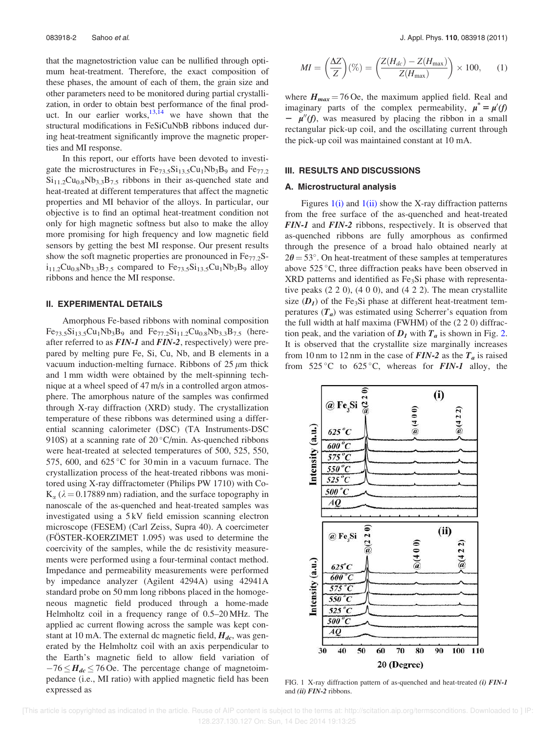that the magnetostriction value can be nullified through optimum heat-treatment. Therefore, the exact composition of these phases, the amount of each of them, the grain size and other parameters need to be monitored during partial crystallization, in order to obtain best performance of the final product. In our earlier works,[13,14] we have shown that the structural modifications in FeSiCuNbB ribbons induced during heat-treatment significantly improve the magnetic properties and MI response.

In this report, our efforts have been devoted to investigate the microstructures in $Fe_{73.5}Si_{13.5}Cu_1Nb_3B_9$ and $Fe_{77.2}Si_{11.2}Cu_{0.8}Nb_{3.3}B_{7.5}$ ribbons in their as-quenched state and heat-treated at different temperatures that affect the magnetic properties and MI behavior of the alloys. In particular, our objective is to find an optimal heat-treatment condition not only for high magnetic softness but also to make the alloy more promising for high frequency and low magnetic field sensors by getting the best MI response. Our present results show the soft magnetic properties are pronounced in $Fe_{77.2}Si_{11.2}Cu_{0.8}Nb_{3.3}B_{7.5}$ compared to $Fe_{73.5}Si_{13.5}Cu_1Nb_3B_9$ alloy ribbons and hence the MI response.

## II. EXPERIMENTAL DETAILS

Amorphous Fe-based ribbons with nominal composition $Fe_{73.5}Si_{13.5}Cu_1Nb_3B_9$ and $Fe_{77.2}Si_{11.2}Cu_{0.8}Nb_{3.3}B_{7.5}$ (hereafter referred to as ***FIN-1*** and ***FIN-2***, respectively) were prepared by melting pure Fe, Si, Cu, Nb, and B elements in a vacuum induction-melting furnace. Ribbons of 25 $\mu$m thick and 1 mm width were obtained by the melt-spinning technique at a wheel speed of 47 m/s in a controlled argon atmosphere. The amorphous nature of the samples was confirmed through X-ray diffraction (XRD) study. The crystallization temperature of these ribbons was determined using a differential scanning calorimeter (DSC) (TA Instruments-DSC 910S) at a scanning rate of 20 °C/min. As-quenched ribbons were heat-treated at selected temperatures of 500, 525, 550, 575, 600, and 625 °C for 30 min in a vacuum furnace. The crystallization process of the heat-treated ribbons was monitored using X-ray diffractometer (Philips PW 1710) with Co-$K_\alpha$ ($\lambda = 0.17889$ nm) radiation, and the surface topography in nanoscale of the as-quenched and heat-treated samples was investigated using a 5 kV field emission scanning electron microscope (FESEM) (Carl Zeiss, Supra 40). A coercimeter (FÖSTER-KOERZIMET 1.095) was used to determine the coercivity of the samples, while the dc resistivity measurements were performed using a four-terminal contact method. Impedance and permeability measurements were performed by impedance analyzer (Agilent 4294A) using 42941A standard probe on 50 mm long ribbons placed in the homogeneous magnetic field produced through a home-made Helmholtz coil in a frequency range of 0.5–20 MHz. The applied ac current flowing across the sample was kept constant at 10 mA. The external dc magnetic field, $H_{dc}$, was generated by the Helmholtz coil with an axis perpendicular to the Earth's magnetic field to allow field variation of $-76 \leq H_{dc} \leq 76$ Oe. The percentage change of magnetoimpedance (i.e., MI ratio) with applied magnetic field has been expressed as

$$MI = \left(\frac{\Delta Z}{Z}\right)(\%) = \left(\frac{Z(H_{dc}) - Z(H_{\max})}{Z(H_{\max})}\right) \times 100, \quad (1)$$

where $H_{max} = 76$ Oe, the maximum applied field. Real and imaginary parts of the complex permeability, $\mu^* = \mu'(f) - \mu''(f)$, was measured by placing the ribbon in a small rectangular pick-up coil, and the oscillating current through the pick-up coil was maintained constant at 10 mA.

## III. RESULTS AND DISCUSSIONS

### A. Microstructural analysis

Figures 1(i) and 1(ii) show the X-ray diffraction patterns from the free surface of the as-quenched and heat-treated ***FIN-1*** and ***FIN-2*** ribbons, respectively. It is observed that as-quenched ribbons are fully amorphous as confirmed through the presence of a broad halo obtained nearly at $2\theta = 53°$. On heat-treatment of these samples at temperatures above 525 °C, three diffraction peaks have been observed in XRD patterns and identified as $Fe_3Si$ phase with representative peaks (2 2 0), (4 0 0), and (4 2 2). The mean crystallite size ($D_1$) of the $Fe_3Si$ phase at different heat-treatment temperatures ($T_a$) was estimated using Scherrer's equation from the full width at half maxima (FWHM) of the (2 2 0) diffraction peak, and the variation of $D_1$ with $T_a$ is shown in Fig. 2. It is observed that the crystallite size marginally increases from 10 nm to 12 nm in the case of ***FIN-2*** as the $T_a$ is raised from 525 °C to 625 °C, whereas for ***FIN-1*** alloy, the

FIG. 1 X-ray diffraction pattern of as-quenched and heat-treated *(i) FIN-1* and *(ii) FIN-2* ribbons.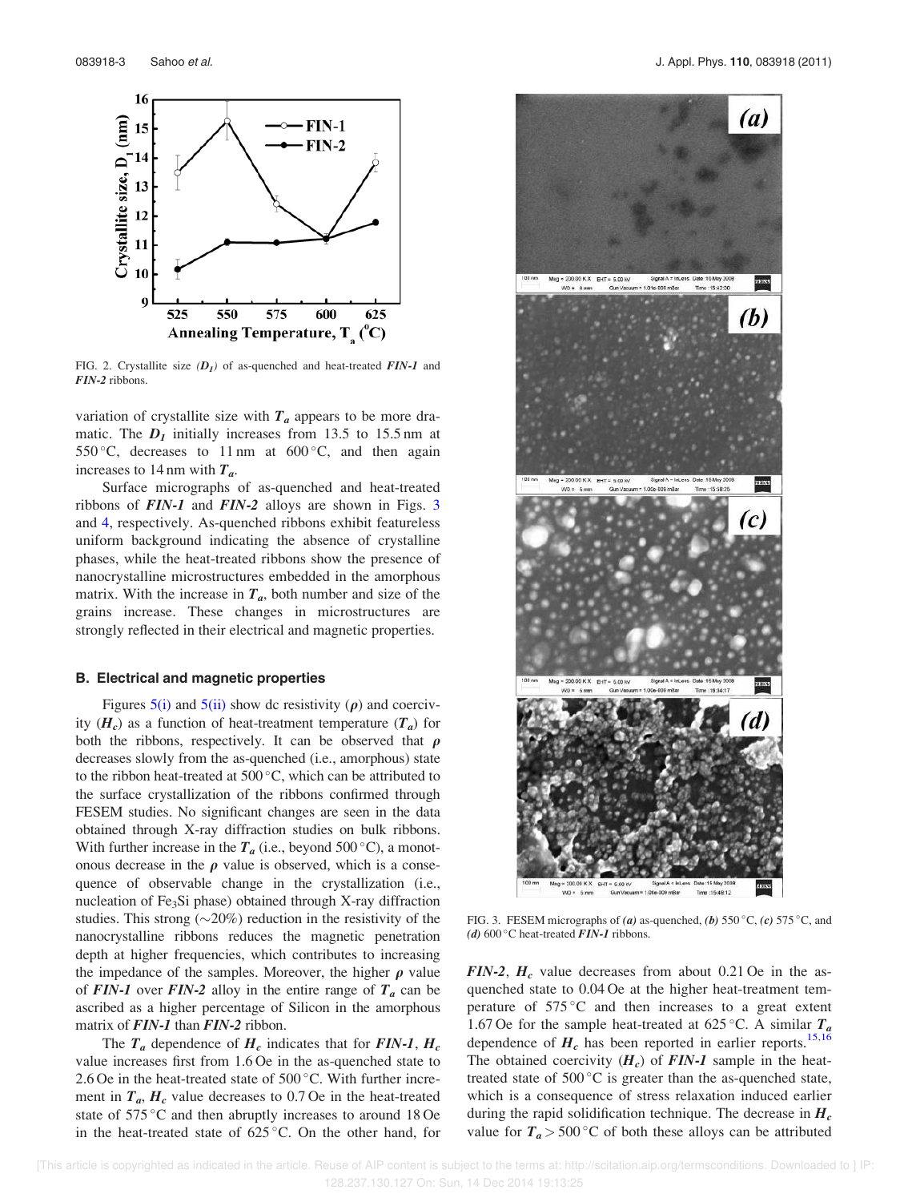FIG. 2. Crystallite size ($D_1$) of as-quenched and heat-treated ***FIN-1*** and ***FIN-2*** ribbons.

variation of crystallite size with $T_a$ appears to be more dramatic. The $D_1$ initially increases from 13.5 to 15.5 nm at 550 °C, decreases to 11 nm at 600 °C, and then again increases to 14 nm with $T_a$.

Surface micrographs of as-quenched and heat-treated ribbons of ***FIN-1*** and ***FIN-2*** alloys are shown in Figs. 3 and 4, respectively. As-quenched ribbons exhibit featureless uniform background indicating the absence of crystalline phases, while the heat-treated ribbons show the presence of nanocrystalline microstructures embedded in the amorphous matrix. With the increase in $T_a$, both number and size of the grains increase. These changes in microstructures are strongly reflected in their electrical and magnetic properties.

### B. Electrical and magnetic properties

Figures 5(i) and 5(ii) show dc resistivity ($\rho$) and coercivity ($H_c$) as a function of heat-treatment temperature ($T_a$) for both the ribbons, respectively. It can be observed that $\rho$ decreases slowly from the as-quenched (i.e., amorphous) state to the ribbon heat-treated at 500 °C, which can be attributed to the surface crystallization of the ribbons confirmed through FESEM studies. No significant changes are seen in the data obtained through X-ray diffraction studies on bulk ribbons. With further increase in the $T_a$ (i.e., beyond 500 °C), a monotonous decrease in the $\rho$ value is observed, which is a consequence of observable change in the crystallization (i.e., nucleation of $Fe_3Si$ phase) obtained through X-ray diffraction studies. This strong (~20%) reduction in the resistivity of the nanocrystalline ribbons reduces the magnetic penetration depth at higher frequencies, which contributes to increasing the impedance of the samples. Moreover, the higher $\rho$ value of ***FIN-1*** over ***FIN-2*** alloy in the entire range of $T_a$ can be ascribed as a higher percentage of Silicon in the amorphous matrix of ***FIN-1*** than ***FIN-2*** ribbon.

The $T_a$ dependence of $H_c$ indicates that for ***FIN-1***, $H_c$ value increases first from 1.6 Oe in the as-quenched state to 2.6 Oe in the heat-treated state of 500 °C. With further increment in $T_a$, $H_c$ value decreases to 0.7 Oe in the heat-treated state of 575 °C and then abruptly increases to around 18 Oe in the heat-treated state of 625 °C. On the other hand, for ***FIN-2***, $H_c$ value decreases from about 0.21 Oe in the as-quenched state to 0.04 Oe at the higher heat-treatment temperature of 575 °C and then increases to a great extent 1.67 Oe for the sample heat-treated at 625 °C. A similar $T_a$ dependence of $H_c$ has been reported in earlier reports.[15,16] The obtained coercivity ($H_c$) of ***FIN-1*** sample in the heat-treated state of 500 °C is greater than the as-quenched state, which is a consequence of stress relaxation induced earlier during the rapid solidification technique. The decrease in $H_c$ value for $T_a > 500$ °C of both these alloys can be attributed

FIG. 3. FESEM micrographs of ***(a)*** as-quenched, ***(b)*** 550 °C, ***(c)*** 575 °C, and ***(d)*** 600 °C heat-treated ***FIN-1*** ribbons.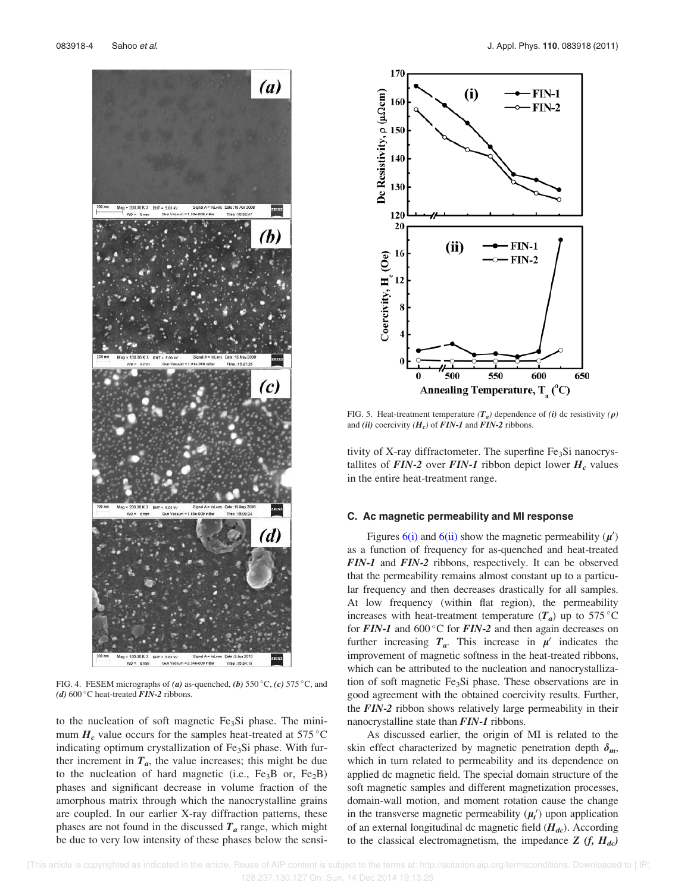FIG. 4. FESEM micrographs of *(a)* as-quenched, *(b)* 550 °C, *(c)* 575 °C, and *(d)* 600 °C heat-treated ***FIN-2*** ribbons.

to the nucleation of soft magnetic $Fe_3Si$ phase. The minimum $H_c$ value occurs for the samples heat-treated at 575 °C indicating optimum crystallization of $Fe_3Si$ phase. With further increment in $T_a$, the value increases; this might be due to the nucleation of hard magnetic (i.e., $Fe_3B$ or, $Fe_2B$) phases and significant decrease in volume fraction of the amorphous matrix through which the nanocrystalline grains are coupled. In our earlier X-ray diffraction patterns, these phases are not found in the discussed $T_a$ range, which might be due to very low intensity of these phases below the sensitivity of X-ray diffractometer. The superfine $Fe_3Si$ nanocrystallites of ***FIN-2*** over ***FIN-1*** ribbon depict lower $H_c$ values in the entire heat-treatment range.

FIG. 5. Heat-treatment temperature *($T_a$)* dependence of *(i)* dc resistivity *($\rho$)* and *(ii)* coercivity *($H_c$)* of ***FIN-1*** and ***FIN-2*** ribbons.

### C. Ac magnetic permeability and MI response

Figures 6(i) and 6(ii) show the magnetic permeability ($\mu'$) as a function of frequency for as-quenched and heat-treated ***FIN-1*** and ***FIN-2*** ribbons, respectively. It can be observed that the permeability remains almost constant up to a particular frequency and then decreases drastically for all samples. At low frequency (within flat region), the permeability increases with heat-treatment temperature ($T_a$) up to 575 °C for ***FIN-1*** and 600 °C for ***FIN-2*** and then again decreases on further increasing $T_a$. This increase in $\mu'$ indicates the improvement of magnetic softness in the heat-treated ribbons, which can be attributed to the nucleation and nanocrystallization of soft magnetic $Fe_3Si$ phase. These observations are in good agreement with the obtained coercivity results. Further, the ***FIN-2*** ribbon shows relatively large permeability in their nanocrystalline state than ***FIN-1*** ribbons.

As discussed earlier, the origin of MI is related to the skin effect characterized by magnetic penetration depth $\delta_m$, which in turn related to permeability and its dependence on applied dc magnetic field. The special domain structure of the soft magnetic samples and different magnetization processes, domain-wall motion, and moment rotation cause the change in the transverse magnetic permeability ($\mu_t'$) upon application of an external longitudinal dc magnetic field ($H_{dc}$). According to the classical electromagnetism, the impedance $Z\ (f, H_{dc})$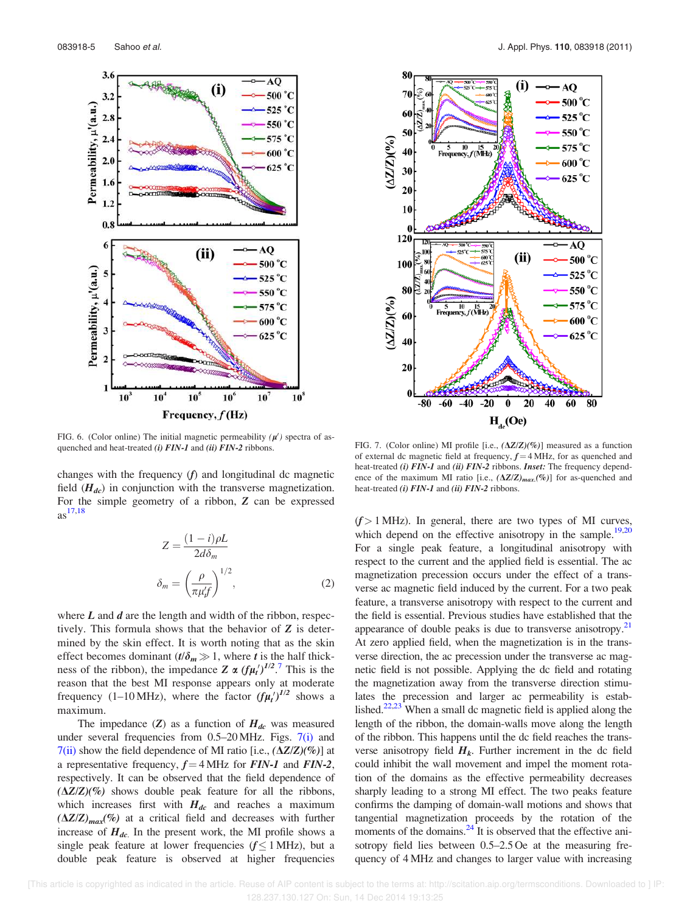FIG. 6. (Color online) The initial magnetic permeability *($\mu'$)* spectra of as-quenched and heat-treated *(i) FIN-1* and *(ii) FIN-2* ribbons.

FIG. 7. (Color online) MI profile [i.e., *($\Delta Z/Z$)(%)*] measured as a function of external dc magnetic field at frequency, $f = 4$ MHz, for as quenched and heat-treated *(i) FIN-1* and *(ii) FIN-2* ribbons. ***Inset:*** The frequency dependence of the maximum MI ratio [i.e., *$(\Delta Z/Z)_{max}$(%)*] for as-quenched and heat-treated *(i) FIN-1* and *(ii) FIN-2* ribbons.

changes with the frequency (*f*) and longitudinal dc magnetic field (***$H_{dc}$***) in conjunction with the transverse magnetization. For the simple geometry of a ribbon, **Z** can be expressed as[17,18]

$$Z = \frac{(1-i)\rho L}{2d\delta_m}$$

$$\delta_m = \left(\frac{\rho}{\pi\mu_t' f}\right)^{1/2}, \qquad (2)$$

where ***L*** and ***d*** are the length and width of the ribbon, respectively. This formula shows that the behavior of **Z** is determined by the skin effect. It is worth noting that as the skin effect becomes dominant ($t/\delta_m \gg 1$, where $t$ is the half thickness of the ribbon), the impedance $Z \propto (f\mu_t')^{1/2}$.[7] This is the reason that the best MI response appears only at moderate frequency (1–10 MHz), where the factor $(f\mu_t')^{1/2}$ shows a maximum.

The impedance (***Z***) as a function of ***$H_{dc}$*** was measured under several frequencies from 0.5–20 MHz. Figs. 7(i) and 7(ii) show the field dependence of MI ratio [i.e., *($\Delta Z/Z$)(%)*] at a representative frequency, $f = 4$ MHz for ***FIN-1*** and ***FIN-2***, respectively. It can be observed that the field dependence of *($\Delta Z/Z$)(%)* shows double peak feature for all the ribbons, which increases first with ***$H_{dc}$*** and reaches a maximum *$(\Delta Z/Z)_{max}$(%)* at a critical field and decreases with further increase of ***$H_{dc}$***. In the present work, the MI profile shows a single peak feature at lower frequencies ($f \leq 1$ MHz), but a double peak feature is observed at higher frequencies ($f > 1$ MHz). In general, there are two types of MI curves, which depend on the effective anisotropy in the sample.[19,20] For a single peak feature, a longitudinal anisotropy with respect to the current and the applied field is essential. The ac magnetization precession occurs under the effect of a transverse ac magnetic field induced by the current. For a two peak feature, a transverse anisotropy with respect to the current and the field is essential. Previous studies have established that the appearance of double peaks is due to transverse anisotropy.[21] At zero applied field, when the magnetization is in the transverse direction, the ac precession under the transverse ac magnetic field is not possible. Applying the dc field and rotating the magnetization away from the transverse direction stimulates the precession and larger ac permeability is established.[22,23] When a small dc magnetic field is applied along the length of the ribbon, the domain-walls move along the length of the ribbon. This happens until the dc field reaches the transverse anisotropy field ***$H_k$***. Further increment in the dc field could inhibit the wall movement and impel the moment rotation of the domains as the effective permeability decreases sharply leading to a strong MI effect. The two peaks feature confirms the damping of domain-wall motions and shows that tangential magnetization proceeds by the rotation of the moments of the domains.[24] It is observed that the effective anisotropy field lies between 0.5–2.5 Oe at the measuring frequency of 4 MHz and changes to larger value with increasing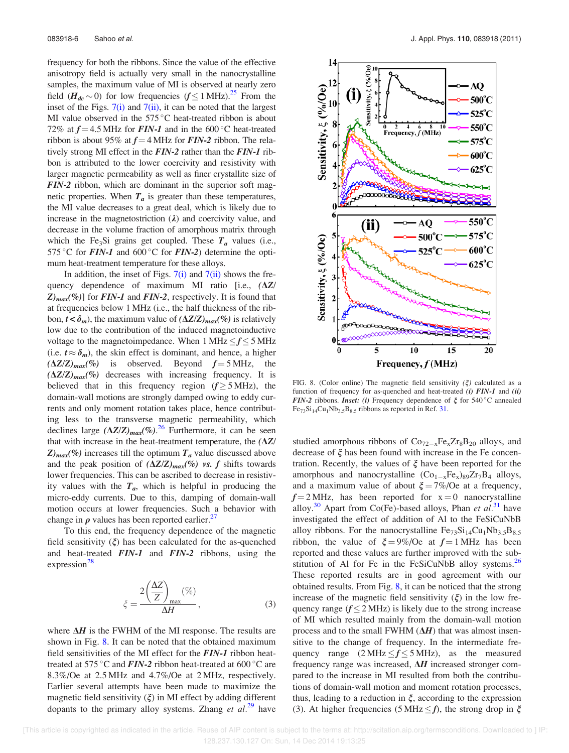frequency for both the ribbons. Since the value of the effective anisotropy field is actually very small in the nanocrystalline samples, the maximum value of MI is observed at nearly zero field ($H_{dc} \sim 0$) for low frequencies ($f \leq 1$ MHz).[25] From the inset of the Figs. 7(i) and 7(ii), it can be noted that the largest MI value observed in the 575 °C heat-treated ribbon is about 72% at $f = 4.5$ MHz for ***FIN-1*** and in the 600 °C heat-treated ribbon is about 95% at $f = 4$ MHz for ***FIN-2*** ribbon. The relatively strong MI effect in the ***FIN-2*** rather than the ***FIN-1*** ribbon is attributed to the lower coercivity and resistivity with larger magnetic permeability as well as finer crystallite size of ***FIN-2*** ribbon, which are dominant in the superior soft magnetic properties. When $T_a$ is greater than these temperatures, the MI value decreases to a great deal, which is likely due to increase in the magnetostriction ($\lambda$) and coercivity value, and decrease in the volume fraction of amorphous matrix through which the $Fe_3Si$ grains get coupled. These $T_a$ values (i.e., 575 °C for ***FIN-1*** and 600 °C for ***FIN-2***) determine the optimum heat-treatment temperature for these alloys.

In addition, the inset of Figs. 7(i) and 7(ii) shows the frequency dependence of maximum MI ratio [i.e., $(\Delta Z/Z)_{max}(\%)$] for ***FIN-1*** and ***FIN-2***, respectively. It is found that at frequencies below 1 MHz (i.e., the half thickness of the ribbon, $t < \delta_m$), the maximum value of $(\Delta Z/Z)_{max}(\%)$ is relatively low due to the contribution of the induced magnetoinductive voltage to the magnetoimpedance. When 1 MHz $\leq f \leq$ 5 MHz (i.e. $t \approx \delta_m$), the skin effect is dominant, and hence, a higher $(\Delta Z/Z)_{max}(\%)$ is observed. Beyond $f = 5$ MHz, the $(\Delta Z/Z)_{max}(\%)$ decreases with increasing frequency. It is believed that in this frequency region ($f \geq 5$ MHz), the domain-wall motions are strongly damped owing to eddy currents and only moment rotation takes place, hence contributing less to the transverse magnetic permeability, which declines large $(\Delta Z/Z)_{max}(\%)$.[26] Furthermore, it can be seen that with increase in the heat-treatment temperature, the $(\Delta Z/Z)_{max}(\%)$ increases till the optimum $T_a$ value discussed above and the peak position of $(\Delta Z/Z)_{max}(\%)$ ***vs.*** $f$ shifts towards lower frequencies. This can be ascribed to decrease in resistivity values with the $T_a$, which is helpful in producing the micro-eddy currents. Due to this, damping of domain-wall motion occurs at lower frequencies. Such a behavior with change in $\rho$ values has been reported earlier.[27]

To this end, the frequency dependence of the magnetic field sensitivity ($\xi$) has been calculated for the as-quenched and heat-treated ***FIN-1*** and ***FIN-2*** ribbons, using the expression[28]

$$\xi = \frac{2\left(\dfrac{\Delta Z}{Z}\right)_{max}(\%)}{\Delta H}, \tag{3}$$

where $\Delta H$ is the FWHM of the MI response. The results are shown in Fig. 8. It can be noted that the obtained maximum field sensitivities of the MI effect for the ***FIN-1*** ribbon heat-treated at 575 °C and ***FIN-2*** ribbon heat-treated at 600 °C are 8.3%/Oe at 2.5 MHz and 4.7%/Oe at 2 MHz, respectively. Earlier several attempts have been made to maximize the magnetic field sensitivity ($\xi$) in MI effect by adding different dopants to the primary alloy systems. Zhang *et al.*[29] have studied amorphous ribbons of $Co_{72-x}Fe_xZr_8B_{20}$ alloys, and decrease of $\xi$ has been found with increase in the Fe concentration. Recently, the values of $\xi$ have been reported for the amorphous and nanocrystalline $(Co_{1-x}Fe_x)_{89}Zr_7B_4$ alloys, and a maximum value of about $\xi = 7\%$/Oe at a frequency, $f = 2$ MHz, has been reported for $x = 0$ nanocrystalline alloy.[30] Apart from Co(Fe)-based alloys, Phan *et al.*[31] have investigated the effect of addition of Al to the FeSiCuNbB alloy ribbons. For the nanocrystalline $Fe_{73}Si_{14}Cu_1Nb_{3.5}B_{8.5}$ ribbon, the value of $\xi = 9\%$/Oe at $f = 1$ MHz has been reported and these values are further improved with the substitution of Al for Fe in the FeSiCuNbB alloy systems.[26] These reported results are in good agreement with our obtained results. From Fig. 8, it can be noticed that the strong increase of the magnetic field sensitivity ($\xi$) in the low frequency range ($f \leq 2$ MHz) is likely due to the strong increase of MI which resulted mainly from the domain-wall motion process and to the small FWHM ($\Delta H$) that was almost insensitive to the change of frequency. In the intermediate frequency range (2 MHz $\leq f \leq$ 5 MHz), as the measured frequency range was increased, $\Delta H$ increased stronger compared to the increase in MI resulted from both the contributions of domain-wall motion and moment rotation processes, thus, leading to a reduction in $\xi$, according to the expression (3). At higher frequencies (5 MHz $\leq f$), the strong drop in $\xi$

FIG. 8. (Color online) The magnetic field sensitivity ($\xi$) calculated as a function of frequency for as-quenched and heat-treated ***(i) FIN-1*** and ***(ii) FIN-2*** ribbons. ***Inset: (i)*** Frequency dependence of $\xi$ for 540 °C annealed $Fe_{73}Si_{14}Cu_1Nb_{3.5}B_{8.5}$ ribbons as reported in Ref. 31.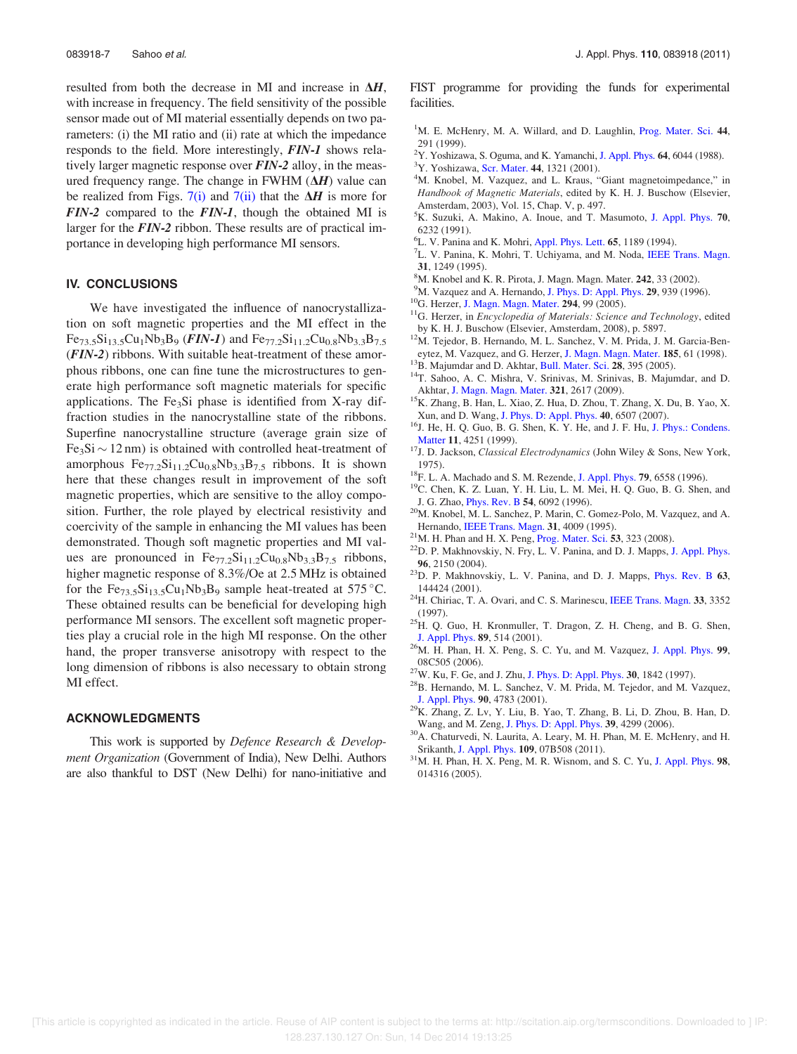resulted from both the decrease in MI and increase in $\Delta H$, with increase in frequency. The field sensitivity of the possible sensor made out of MI material essentially depends on two parameters: (i) the MI ratio and (ii) rate at which the impedance responds to the field. More interestingly, ***FIN-1*** shows relatively larger magnetic response over ***FIN-2*** alloy, in the measured frequency range. The change in FWHM ($\Delta H$) value can be realized from Figs. 7(i) and 7(ii) that the $\Delta H$ is more for ***FIN-2*** compared to the ***FIN-1***, though the obtained MI is larger for the ***FIN-2*** ribbon. These results are of practical importance in developing high performance MI sensors.

## IV. CONCLUSIONS

We have investigated the influence of nanocrystallization on soft magnetic properties and the MI effect in the $Fe_{73.5}Si_{13.5}Cu_1Nb_3B_9$ (***FIN-1***) and $Fe_{77.2}Si_{11.2}Cu_{0.8}Nb_{3.3}B_{7.5}$ (***FIN-2***) ribbons. With suitable heat-treatment of these amorphous ribbons, one can fine tune the microstructures to generate high performance soft magnetic materials for specific applications. The $Fe_3Si$ phase is identified from X-ray diffraction studies in the nanocrystalline state of the ribbons. Superfine nanocrystalline structure (average grain size of $Fe_3Si \sim 12$ nm) is obtained with controlled heat-treatment of amorphous $Fe_{77.2}Si_{11.2}Cu_{0.8}Nb_{3.3}B_{7.5}$ ribbons. It is shown here that these changes result in improvement of the soft magnetic properties, which are sensitive to the alloy composition. Further, the role played by electrical resistivity and coercivity of the sample in enhancing the MI values has been demonstrated. Though soft magnetic properties and MI values are pronounced in $Fe_{77.2}Si_{11.2}Cu_{0.8}Nb_{3.3}B_{7.5}$ ribbons, higher magnetic response of 8.3%/Oe at 2.5 MHz is obtained for the $Fe_{73.5}Si_{13.5}Cu_1Nb_3B_9$ sample heat-treated at 575 °C. These obtained results can be beneficial for developing high performance MI sensors. The excellent soft magnetic properties play a crucial role in the high MI response. On the other hand, the proper transverse anisotropy with respect to the long dimension of ribbons is also necessary to obtain strong MI effect.

## ACKNOWLEDGMENTS

This work is supported by *Defence Research & Development Organization* (Government of India), New Delhi. Authors are also thankful to DST (New Delhi) for nano-initiative and FIST programme for providing the funds for experimental facilities.

[1] M. E. McHenry, M. A. Willard, and D. Laughlin, Prog. Mater. Sci. **44**, 291 (1999).
[2] Y. Yoshizawa, S. Oguma, and K. Yamanchi, J. Appl. Phys. **64**, 6044 (1988).
[3] Y. Yoshizawa, Scr. Mater. **44**, 1321 (2001).
[4] M. Knobel, M. Vazquez, and L. Kraus, "Giant magnetoimpedance," in *Handbook of Magnetic Materials*, edited by K. H. J. Buschow (Elsevier, Amsterdam, 2003), Vol. 15, Chap. V, p. 497.
[5] K. Suzuki, A. Makino, A. Inoue, and T. Masumoto, J. Appl. Phys. **70**, 6232 (1991).
[6] L. V. Panina and K. Mohri, Appl. Phys. Lett. **65**, 1189 (1994).
[7] L. V. Panina, K. Mohri, T. Uchiyama, and M. Noda, IEEE Trans. Magn. **31**, 1249 (1995).
[8] M. Knobel and K. R. Pirota, J. Magn. Magn. Mater. **242**, 33 (2002).
[9] M. Vazquez and A. Hernando, J. Phys. D: Appl. Phys. **29**, 939 (1996).
[10] G. Herzer, J. Magn. Magn. Mater. **294**, 99 (2005).
[11] G. Herzer, in *Encyclopedia of Materials: Science and Technology*, edited by K. H. J. Buschow (Elsevier, Amsterdam, 2008), p. 5897.
[12] M. Tejedor, B. Hernando, M. L. Sanchez, V. M. Prida, J. M. Garcia-Beneytez, M. Vazquez, and G. Herzer, J. Magn. Magn. Mater. **185**, 61 (1998).
[13] B. Majumdar and D. Akhtar, Bull. Mater. Sci. **28**, 395 (2005).
[14] T. Sahoo, A. C. Mishra, V. Srinivas, M. Srinivas, B. Majumdar, and D. Akhtar, J. Magn. Magn. Mater. **321**, 2617 (2009).
[15] K. Zhang, B. Han, L. Xiao, Z. Hua, D. Zhou, T. Zhang, X. Du, B. Yao, X. Xun, and D. Wang, J. Phys. D: Appl. Phys. **40**, 6507 (2007).
[16] J. He, H. Q. Guo, B. G. Shen, K. Y. He, and J. F. Hu, J. Phys.: Condens. Matter **11**, 4251 (1999).
[17] J. D. Jackson, *Classical Electrodynamics* (John Wiley & Sons, New York, 1975).
[18] F. L. A. Machado and S. M. Rezende, J. Appl. Phys. **79**, 6558 (1996).
[19] C. Chen, K. Z. Luan, Y. H. Liu, L. M. Mei, H. Q. Guo, B. G. Shen, and J. G. Zhao, Phys. Rev. B **54**, 6092 (1996).
[20] M. Knobel, M. L. Sanchez, P. Marin, C. Gomez-Polo, M. Vazquez, and A. Hernando, IEEE Trans. Magn. **31**, 4009 (1995).
[21] M. H. Phan and H. X. Peng, Prog. Mater. Sci. **53**, 323 (2008).
[22] D. P. Makhnovskiy, N. Fry, L. V. Panina, and D. J. Mapps, J. Appl. Phys. **96**, 2150 (2004).
[23] D. P. Makhnovskiy, L. V. Panina, and D. J. Mapps, Phys. Rev. B **63**, 144424 (2001).
[24] H. Chiriac, T. A. Ovari, and C. S. Marinescu, IEEE Trans. Magn. **33**, 3352 (1997).
[25] H. Q. Guo, H. Kronmuller, T. Dragon, Z. H. Cheng, and B. G. Shen, J. Appl. Phys. **89**, 514 (2001).
[26] M. H. Phan, H. X. Peng, S. C. Yu, and M. Vazquez, J. Appl. Phys. **99**, 08C505 (2006).
[27] W. Ku, F. Ge, and J. Zhu, J. Phys. D: Appl. Phys. **30**, 1842 (1997).
[28] B. Hernando, M. L. Sanchez, V. M. Prida, M. Tejedor, and M. Vazquez, J. Appl. Phys. **90**, 4783 (2001).
[29] K. Zhang, Z. Lv, Y. Liu, B. Yao, T. Zhang, B. Li, D. Zhou, B. Han, D. Wang, and M. Zeng, J. Phys. D: Appl. Phys. **39**, 4299 (2006).
[30] A. Chaturvedi, N. Laurita, A. Leary, M. H. Phan, M. E. McHenry, and H. Srikanth, J. Appl. Phys. **109**, 07B508 (2011).
[31] M. H. Phan, H. X. Peng, M. R. Wisnom, and S. C. Yu, J. Appl. Phys. **98**, 014316 (2005).